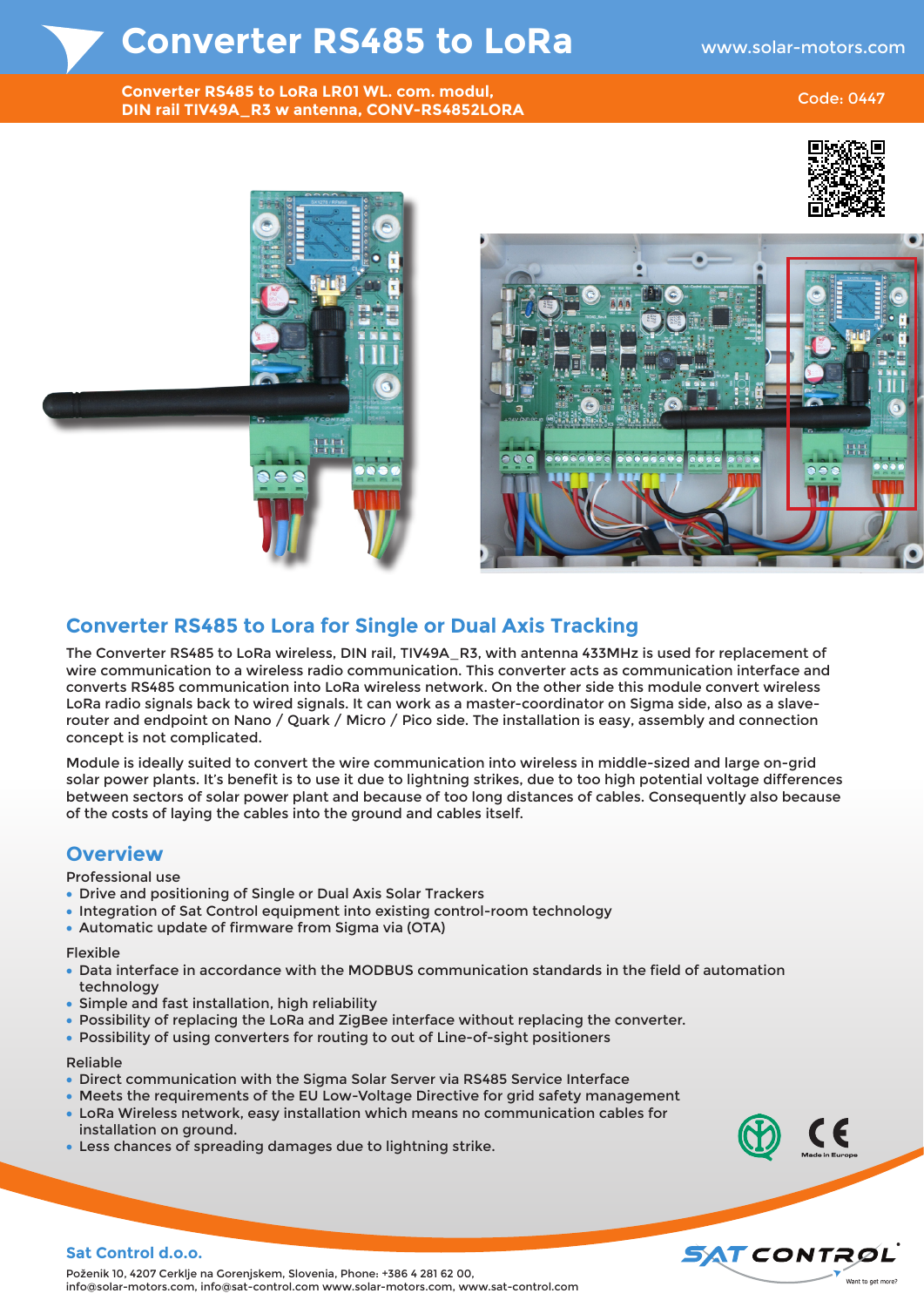# Converter RS485 to LoRa

www.solar-motors.com

**Converter RS485 to LoRa LR01 WL. com. modul, DIN rail TIV49A_R3 w antenna, CONV-RS4852LORA**

Code: 0447

## Converter RS485 to Lora for Single or Dual Axis Tracking

The Converter RS485 to LoRa wireless, DIN rail, TIV49A_R3, with antenna 433MHz is used for replacement of wire communication to a wireless radio communication. This converter acts as communication interface and converts RS485 communication into LoRa wireless network. On the other side this module convert wireless LoRa radio signals back to wired signals. It can work as a master-coordinator on Sigma side, also as a slave-router and endpoint on Nano / Quark / Micro / Pico side. The installation is easy, assembly and connection concept is not complicated.

Module is ideally suited to convert the wire communication into wireless in middle-sized and large on-grid solar power plants. It's benefit is to use it due to lightning strikes, due to too high potential voltage differences between sectors of solar power plant and because of too long distances of cables. Consequently also because of the costs of laying the cables into the ground and cables itself.

## Overview

Professional use

- Drive and positioning of Single or Dual Axis Solar Trackers
- Integration of Sat Control equipment into existing control-room technology
- Automatic update of firmware from Sigma via (OTA)

Flexible

- Data interface in accordance with the MODBUS communication standards in the field of automation technology
- Simple and fast installation, high reliability
- Possibility of replacing the LoRa and ZigBee interface without replacing the converter.
- Possibility of using converters for routing to out of Line-of-sight positioners

Reliable

- Direct communication with the Sigma Solar Server via RS485 Service Interface
- Meets the requirements of the EU Low-Voltage Directive for grid safety management
- LoRa Wireless network, easy installation which means no communication cables for installation on ground.
- Less chances of spreading damages due to lightning strike.

Made in Europe

**Sat Control d.o.o.**

Poženik 10, 4207 Cerklje na Gorenjskem, Slovenia, Phone: +386 4 281 62 00,
info@solar-motors.com, info@sat-control.com www.solar-motors.com, www.sat-control.com

SAT CONTROL — Want to get more?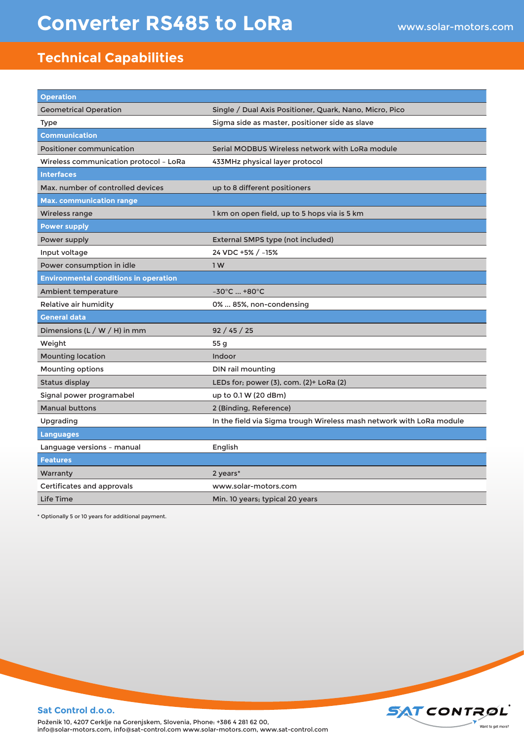# Converter RS485 to LoRa

www.solar-motors.com

## Technical Capabilities

| | |
|---|---|
| **Operation** | |
| Geometrical Operation | Single / Dual Axis Positioner, Quark, Nano, Micro, Pico |
| Type | Sigma side as master, positioner side as slave |
| **Communication** | |
| Positioner communication | Serial MODBUS Wireless network with LoRa module |
| Wireless communication protocol – LoRa | 433MHz physical layer protocol |
| **Interfaces** | |
| Max. number of controlled devices | up to 8 different positioners |
| **Max. communication range** | |
| Wireless range | 1 km on open field, up to 5 hops via is 5 km |
| **Power supply** | |
| Power supply | External SMPS type (not included) |
| Input voltage | 24 VDC +5% / -15% |
| Power consumption in idle | 1 W |
| **Environmental conditions in operation** | |
| Ambient temperature | -30°C ... +80°C |
| Relative air humidity | 0% ... 85%, non-condensing |
| **General data** | |
| Dimensions (L / W / H) in mm | 92 / 45 / 25 |
| Weight | 55 g |
| Mounting location | Indoor |
| Mounting options | DIN rail mounting |
| Status display | LEDs for; power (3), com. (2)+ LoRa (2) |
| Signal power programabel | up to 0.1 W (20 dBm) |
| Manual buttons | 2 (Binding, Reference) |
| Upgrading | In the field via Sigma trough Wireless mash network with LoRa module |
| **Languages** | |
| Language versions – manual | English |
| **Features** | |
| Warranty | 2 years* |
| Certificates and approvals | www.solar-motors.com |
| Life Time | Min. 10 years; typical 20 years |

\* Optionally 5 or 10 years for additional payment.

**Sat Control d.o.o.**

Poženik 10, 4207 Cerklje na Gorenjskem, Slovenia, Phone: +386 4 281 62 00,
info@solar-motors.com, info@sat-control.com www.solar-motors.com, www.sat-control.com

SAT CONTROL Want to get more?